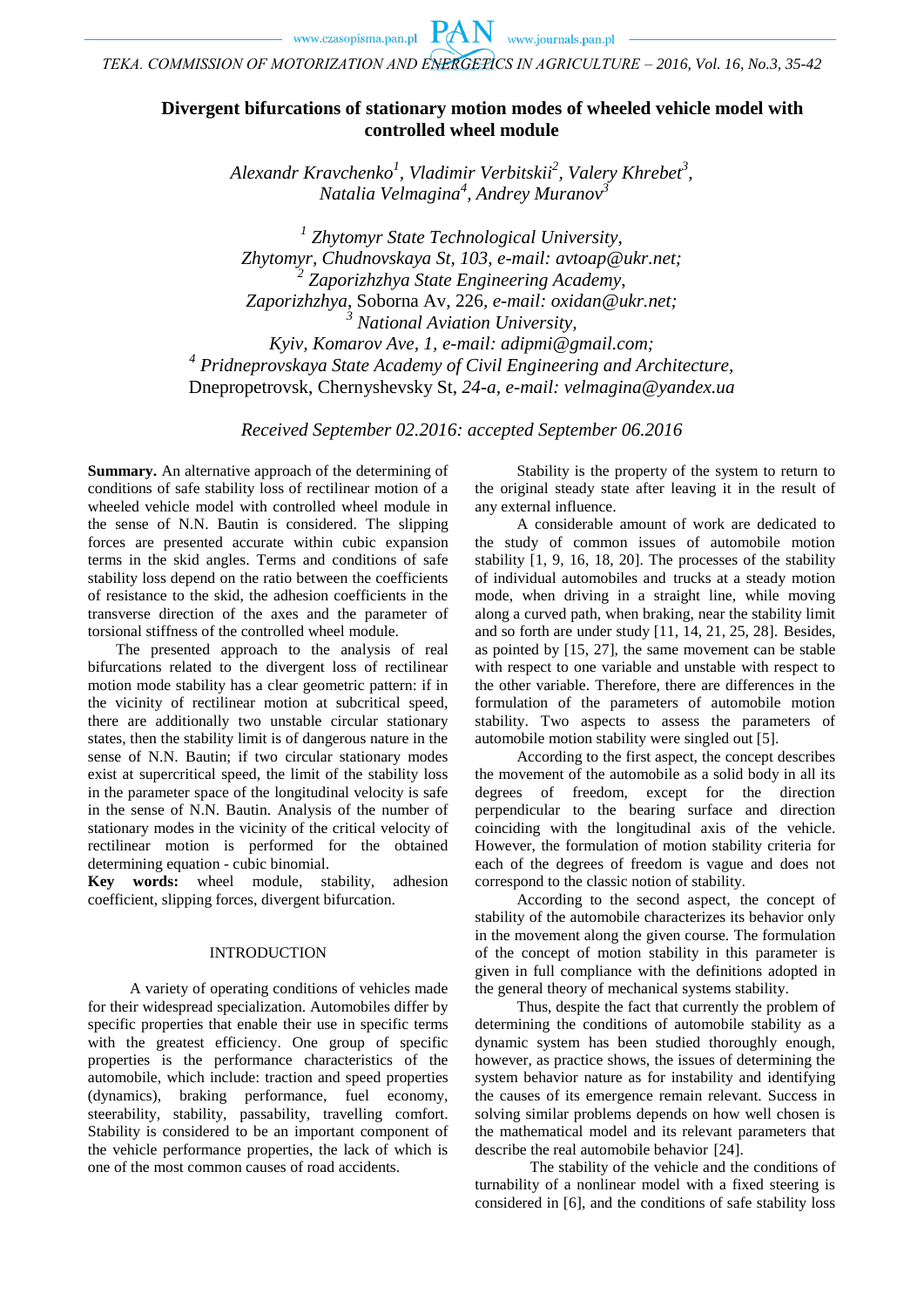# Divergent bifurcations of stationary motion modes of wheeled vehicle model with controlled wheel module

*Alexandr Kravchenko[1], Vladimir Verbitskii[2], Valery Khrebet[3], Natalia Velmagina[4], Andrey Muranov[3]*

[1] *Zhytomyr State Technological University, Zhytomyr, Chudnovskaya St, 103, e-mail: avtoap@ukr.net;*
[2] *Zaporizhzhya State Engineering Academy, Zaporizhzhya,* Soborna Av, 226, *e-mail: oxidan@ukr.net;*
[3] *National Aviation University, Kyiv, Komarov Ave, 1, e-mail: adipmi@gmail.com;*
[4] *Pridneprovskaya State Academy of Civil Engineering and Architecture,* Dnepropetrovsk, Chernyshevsky St, *24-a, e-mail: velmagina@yandex.ua*

*Received September 02.2016: accepted September 06.2016*

**Summary.** An alternative approach of the determining of conditions of safe stability loss of rectilinear motion of a wheeled vehicle model with controlled wheel module in the sense of N.N. Bautin is considered. The slipping forces are presented accurate within cubic expansion terms in the skid angles. Terms and conditions of safe stability loss depend on the ratio between the coefficients of resistance to the skid, the adhesion coefficients in the transverse direction of the axes and the parameter of torsional stiffness of the controlled wheel module.

The presented approach to the analysis of real bifurcations related to the divergent loss of rectilinear motion mode stability has a clear geometric pattern: if in the vicinity of rectilinear motion at subcritical speed, there are additionally two unstable circular stationary states, then the stability limit is of dangerous nature in the sense of N.N. Bautin; if two circular stationary modes exist at supercritical speed, the limit of the stability loss in the parameter space of the longitudinal velocity is safe in the sense of N.N. Bautin. Analysis of the number of stationary modes in the vicinity of the critical velocity of rectilinear motion is performed for the obtained determining equation - cubic binomial.

**Key words:** wheel module, stability, adhesion coefficient, slipping forces, divergent bifurcation.

## INTRODUCTION

A variety of operating conditions of vehicles made for their widespread specialization. Automobiles differ by specific properties that enable their use in specific terms with the greatest efficiency. One group of specific properties is the performance characteristics of the automobile, which include: traction and speed properties (dynamics), braking performance, fuel economy, steerability, stability, passability, travelling comfort. Stability is considered to be an important component of the vehicle performance properties, the lack of which is one of the most common causes of road accidents.

Stability is the property of the system to return to the original steady state after leaving it in the result of any external influence.

A considerable amount of work are dedicated to the study of common issues of automobile motion stability [1, 9, 16, 18, 20]. The processes of the stability of individual automobiles and trucks at a steady motion mode, when driving in a straight line, while moving along a curved path, when braking, near the stability limit and so forth are under study [11, 14, 21, 25, 28]. Besides, as pointed by [15, 27], the same movement can be stable with respect to one variable and unstable with respect to the other variable. Therefore, there are differences in the formulation of the parameters of automobile motion stability. Two aspects to assess the parameters of automobile motion stability were singled out [5].

According to the first aspect, the concept describes the movement of the automobile as a solid body in all its degrees of freedom, except for the direction perpendicular to the bearing surface and direction coinciding with the longitudinal axis of the vehicle. However, the formulation of motion stability criteria for each of the degrees of freedom is vague and does not correspond to the classic notion of stability.

According to the second aspect, the concept of stability of the automobile characterizes its behavior only in the movement along the given course. The formulation of the concept of motion stability in this parameter is given in full compliance with the definitions adopted in the general theory of mechanical systems stability.

Thus, despite the fact that currently the problem of determining the conditions of automobile stability as a dynamic system has been studied thoroughly enough, however, as practice shows, the issues of determining the system behavior nature as for instability and identifying the causes of its emergence remain relevant. Success in solving similar problems depends on how well chosen is the mathematical model and its relevant parameters that describe the real automobile behavior [24].

The stability of the vehicle and the conditions of turnability of a nonlinear model with a fixed steering is considered in [6], and the conditions of safe stability loss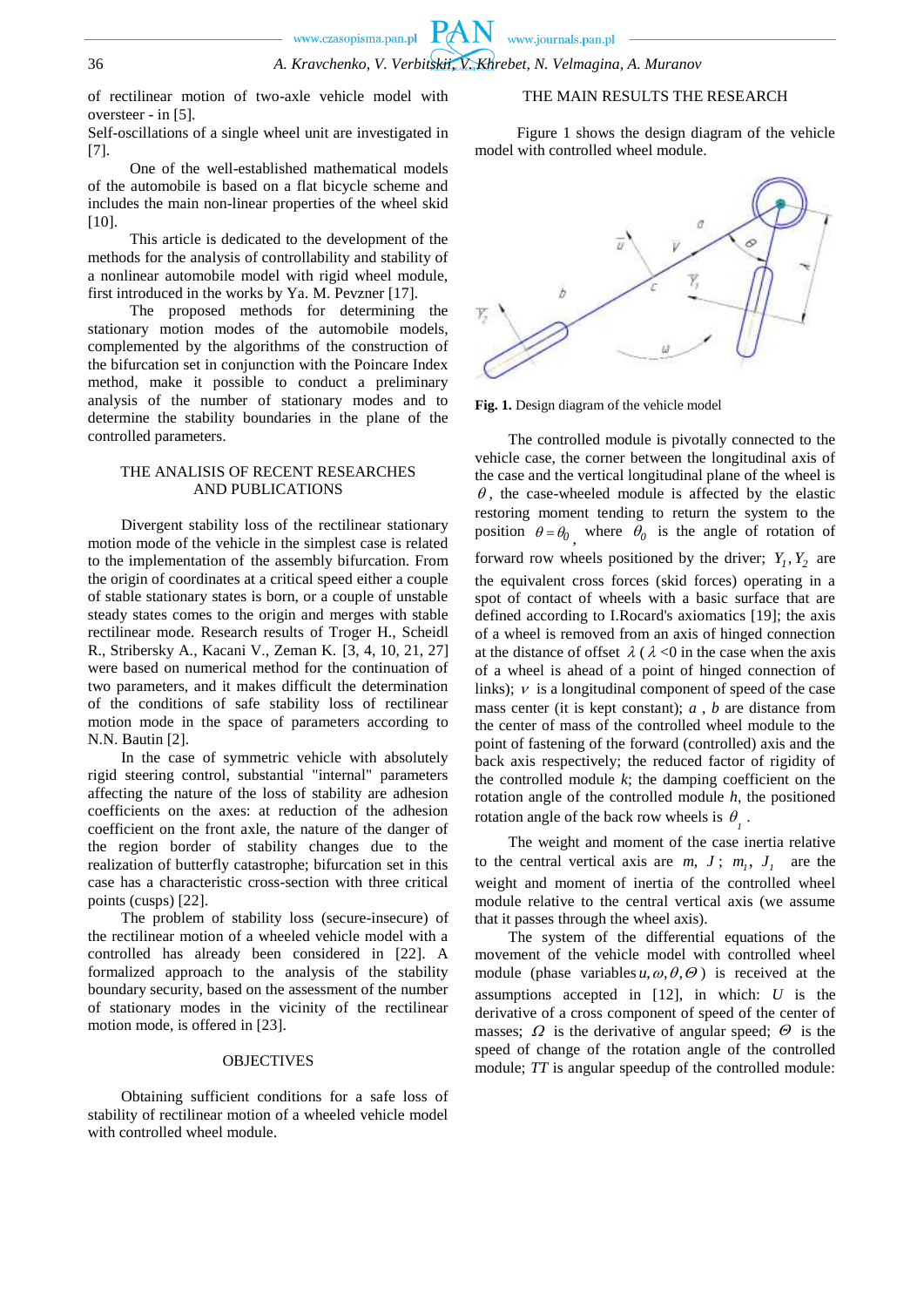of rectilinear motion of two-axle vehicle model with oversteer - in [5].

Self-oscillations of a single wheel unit are investigated in [7].

One of the well-established mathematical models of the automobile is based on a flat bicycle scheme and includes the main non-linear properties of the wheel skid [10].

This article is dedicated to the development of the methods for the analysis of controllability and stability of a nonlinear automobile model with rigid wheel module, first introduced in the works by Ya. M. Pevzner [17].

The proposed methods for determining the stationary motion modes of the automobile models, complemented by the algorithms of the construction of the bifurcation set in conjunction with the Poincare Index method, make it possible to conduct a preliminary analysis of the number of stationary modes and to determine the stability boundaries in the plane of the controlled parameters.

## THE ANALISIS OF RECENT RESEARCHES AND PUBLICATIONS

Divergent stability loss of the rectilinear stationary motion mode of the vehicle in the simplest case is related to the implementation of the assembly bifurcation. From the origin of coordinates at a critical speed either a couple of stable stationary states is born, or a couple of unstable steady states comes to the origin and merges with stable rectilinear mode. Research results of Troger H., Scheidl R., Stribersky A., Kacani V., Zeman K. [3, 4, 10, 21, 27] were based on numerical method for the continuation of two parameters, and it makes difficult the determination of the conditions of safe stability loss of rectilinear motion mode in the space of parameters according to N.N. Bautin [2].

In the case of symmetric vehicle with absolutely rigid steering control, substantial "internal" parameters affecting the nature of the loss of stability are adhesion coefficients on the axes: at reduction of the adhesion coefficient on the front axle, the nature of the danger of the region border of stability changes due to the realization of butterfly catastrophe; bifurcation set in this case has a characteristic cross-section with three critical points (cusps) [22].

The problem of stability loss (secure-insecure) of the rectilinear motion of a wheeled vehicle model with a controlled has already been considered in [22]. A formalized approach to the analysis of the stability boundary security, based on the assessment of the number of stationary modes in the vicinity of the rectilinear motion mode, is offered in [23].

## OBJECTIVES

Obtaining sufficient conditions for a safe loss of stability of rectilinear motion of a wheeled vehicle model with controlled wheel module.

## THE MAIN RESULTS THE RESEARCH

Figure 1 shows the design diagram of the vehicle model with controlled wheel module.

**Fig. 1.** Design diagram of the vehicle model

The controlled module is pivotally connected to the vehicle case, the corner between the longitudinal axis of the case and the vertical longitudinal plane of the wheel is $\theta$, the case-wheeled module is affected by the elastic restoring moment tending to return the system to the position $\theta = \theta_0$, where $\theta_0$ is the angle of rotation of forward row wheels positioned by the driver; $Y_1, Y_2$ are the equivalent cross forces (skid forces) operating in a spot of contact of wheels with a basic surface that are defined according to I.Rocard's axiomatics [19]; the axis of a wheel is removed from an axis of hinged connection at the distance of offset $\lambda$ ($\lambda$ <0 in the case when the axis of a wheel is ahead of a point of hinged connection of links); $\nu$ is a longitudinal component of speed of the case mass center (it is kept constant); $a$, $b$ are distance from the center of mass of the controlled wheel module to the point of fastening of the forward (controlled) axis and the back axis respectively; the reduced factor of rigidity of the controlled module $k$; the damping coefficient on the rotation angle of the controlled module $h$, the positioned rotation angle of the back row wheels is $\theta_1$.

The weight and moment of the case inertia relative to the central vertical axis are $m$, $J$; $m_1$, $J_1$ are the weight and moment of inertia of the controlled wheel module relative to the central vertical axis (we assume that it passes through the wheel axis).

The system of the differential equations of the movement of the vehicle model with controlled wheel module (phase variables $u, \omega, \theta, \Theta$) is received at the assumptions accepted in [12], in which: $U$ is the derivative of a cross component of speed of the center of masses; $\Omega$ is the derivative of angular speed; $\Theta$ is the speed of change of the rotation angle of the controlled module; $TT$ is angular speedup of the controlled module: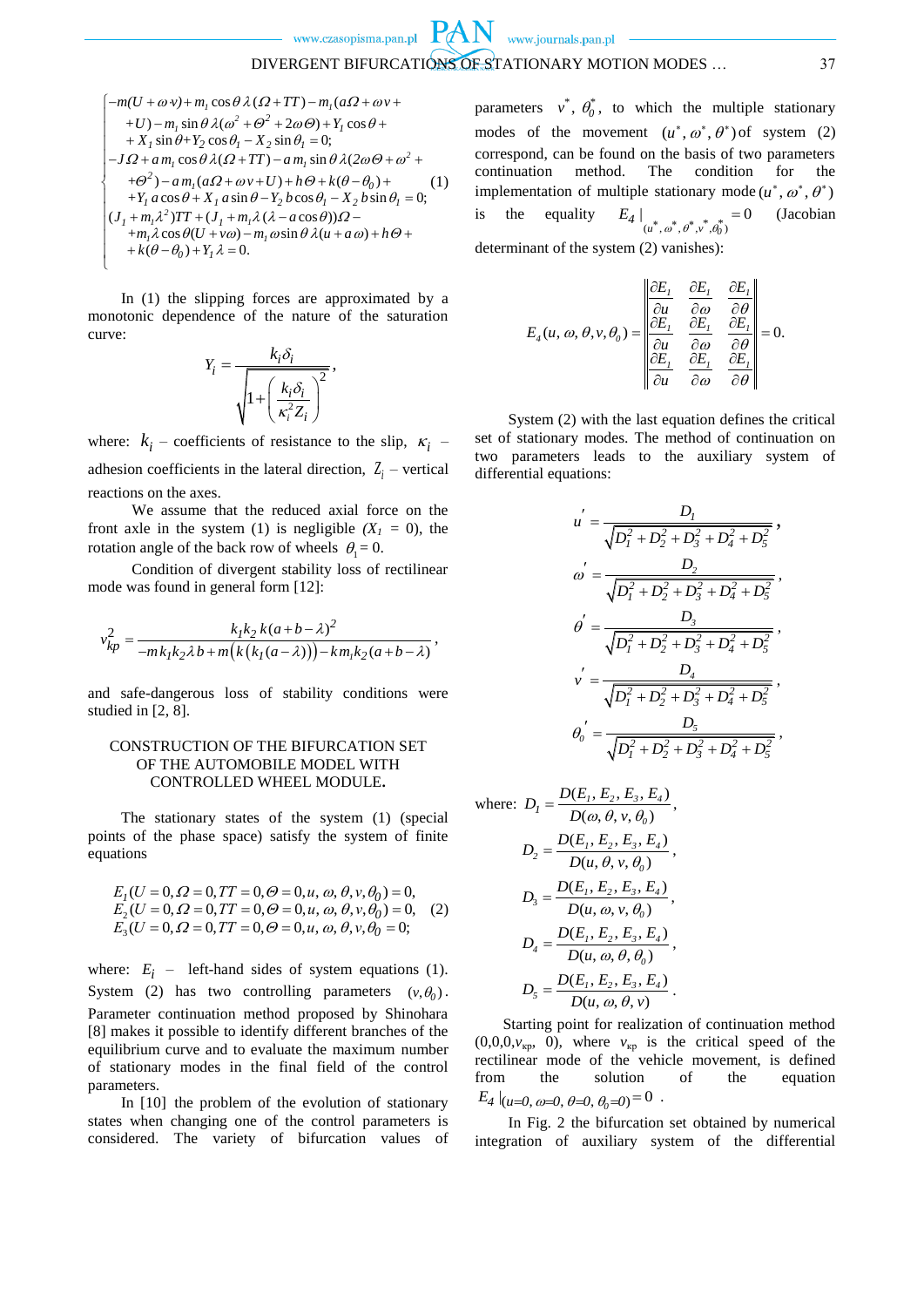$$
\begin{cases}
-m(U+\omega v)+m_l\cos\theta\,\lambda(\Omega+TT)-m_l(a\Omega+\omega v+\\
\quad +U)-m_l\sin\theta\,\lambda(\omega^2+\Theta^2+2\omega\Theta)+Y_l\cos\theta+\\
\quad +X_1\sin\theta+Y_2\cos\theta_1-X_2\sin\theta_1=0;\\
-J\Omega+a\,m_l\cos\theta\,\lambda(\Omega+TT)-a\,m_l\sin\theta\,\lambda(2\omega\Theta+\omega^2+\\
\quad +\Theta^2)-a\,m_l(a\Omega+\omega v+U)+h\Theta+k(\theta-\theta_0)+\\
\quad +Y_l\,a\cos\theta+X_1\,a\sin\theta-Y_2\,b\cos\theta_1-X_2\,b\sin\theta_1=0;\\
(J_1+m_l\lambda^2)TT+(J_1+m_l\lambda(\lambda-a\cos\theta))\Omega-\\
\quad +m_l\lambda\cos\theta(U+v\omega)-m_l\,\omega\sin\theta\,\lambda(u+a\,\omega)+h\Theta+\\
\quad +k(\theta-\theta_0)+Y_l\,\lambda=0.
\end{cases}
\tag{1}
$$

In (1) the slipping forces are approximated by a monotonic dependence of the nature of the saturation curve:

$$
Y_i=\frac{k_i\delta_i}{\sqrt{1+\left(\dfrac{k_i\delta_i}{\kappa_i^2 Z_i}\right)^2}},
$$

where: $k_i$ – coefficients of resistance to the slip, $\kappa_i$ – adhesion coefficients in the lateral direction, $Z_i$ – vertical reactions on the axes.

We assume that the reduced axial force on the front axle in the system (1) is negligible ($X_1 = 0$), the rotation angle of the back row of wheels $\theta_1 = 0$.

Condition of divergent stability loss of rectilinear mode was found in general form [12]:

$$
v_{kp}^2=\frac{k_1k_2\,k(a+b-\lambda)^2}{-mk_1k_2\lambda b+m\big(k\left(k_1(a-\lambda)\right)\big)-km_lk_2(a+b-\lambda)},
$$

and safe-dangerous loss of stability conditions were studied in [2, 8].

## CONSTRUCTION OF THE BIFURCATION SET OF THE AUTOMOBILE MODEL WITH CONTROLLED WHEEL MODULE.

The stationary states of the system (1) (special points of the phase space) satisfy the system of finite equations

$$
\begin{aligned}
&E_1(U=0,\Omega=0,TT=0,\Theta=0,u,\,\omega,\,\theta,v,\theta_0)=0,\\
&E_2(U=0,\Omega=0,TT=0,\Theta=0,u,\,\omega,\,\theta,v,\theta_0)=0,\\
&E_3(U=0,\Omega=0,TT=0,\Theta=0,u,\,\omega,\,\theta,v,\theta_0=0;
\end{aligned}
\tag{2}
$$

where: $E_i$ – left-hand sides of system equations (1). System (2) has two controlling parameters $(v,\theta_0)$. Parameter continuation method proposed by Shinohara [8] makes it possible to identify different branches of the equilibrium curve and to evaluate the maximum number of stationary modes in the final field of the control parameters.

In [10] the problem of the evolution of stationary states when changing one of the control parameters is considered. The variety of bifurcation values of parameters $v^*$, $\theta_0^*$, to which the multiple stationary modes of the movement $(u^*,\omega^*,\theta^*)$ of system (2) correspond, can be found on the basis of two parameters continuation method. The condition for the implementation of multiple stationary mode $(u^*,\omega^*,\theta^*)$ is the equality $E_4\,|_{(u^*,\omega^*,\theta^*,v^*,\theta_0^*)}=0$ (Jacobian determinant of the system (2) vanishes):

$$
E_4(u,\,\omega,\,\theta,v,\theta_0)=\begin{Vmatrix}
\dfrac{\partial E_1}{\partial u} & \dfrac{\partial E_1}{\partial\omega} & \dfrac{\partial E_1}{\partial\theta}\\
\dfrac{\partial E_1}{\partial u} & \dfrac{\partial E_1}{\partial\omega} & \dfrac{\partial E_1}{\partial\theta}\\
\dfrac{\partial E_1}{\partial u} & \dfrac{\partial E_1}{\partial\omega} & \dfrac{\partial E_1}{\partial\theta}
\end{Vmatrix}=0.
$$

System (2) with the last equation defines the critical set of stationary modes. The method of continuation on two parameters leads to the auxiliary system of differential equations:

$$
u'=\frac{D_1}{\sqrt{D_1^2+D_2^2+D_3^2+D_4^2+D_5^2}},
$$

$$
\omega'=\frac{D_2}{\sqrt{D_1^2+D_2^2+D_3^2+D_4^2+D_5^2}},
$$

$$
\theta'=\frac{D_3}{\sqrt{D_1^2+D_2^2+D_3^2+D_4^2+D_5^2}},
$$

$$
v'=\frac{D_4}{\sqrt{D_1^2+D_2^2+D_3^2+D_4^2+D_5^2}},
$$

$$
\theta_0'=\frac{D_5}{\sqrt{D_1^2+D_2^2+D_3^2+D_4^2+D_5^2}},
$$

where: $D_1=\dfrac{D(E_1,E_2,E_3,E_4)}{D(\omega,\theta,v,\theta_0)}$,

$$
D_2=\frac{D(E_1,E_2,E_3,E_4)}{D(u,\theta,v,\theta_0)},
$$

$$
D_3=\frac{D(E_1,E_2,E_3,E_4)}{D(u,\omega,v,\theta_0)},
$$

$$
D_4=\frac{D(E_1,E_2,E_3,E_4)}{D(u,\omega,\theta,\theta_0)},
$$

$$
D_5=\frac{D(E_1,E_2,E_3,E_4)}{D(u,\omega,\theta,v)}.
$$

Starting point for realization of continuation method $(0,0,0,v_{кр},\ 0)$, where $v_{кр}$ is the critical speed of the rectilinear mode of the vehicle movement, is defined from the solution of the equation $E_4\,|_{(u=0,\,\omega=0,\,\theta=0,\,\theta_0=0)}=0$.

In Fig. 2 the bifurcation set obtained by numerical integration of auxiliary system of the differential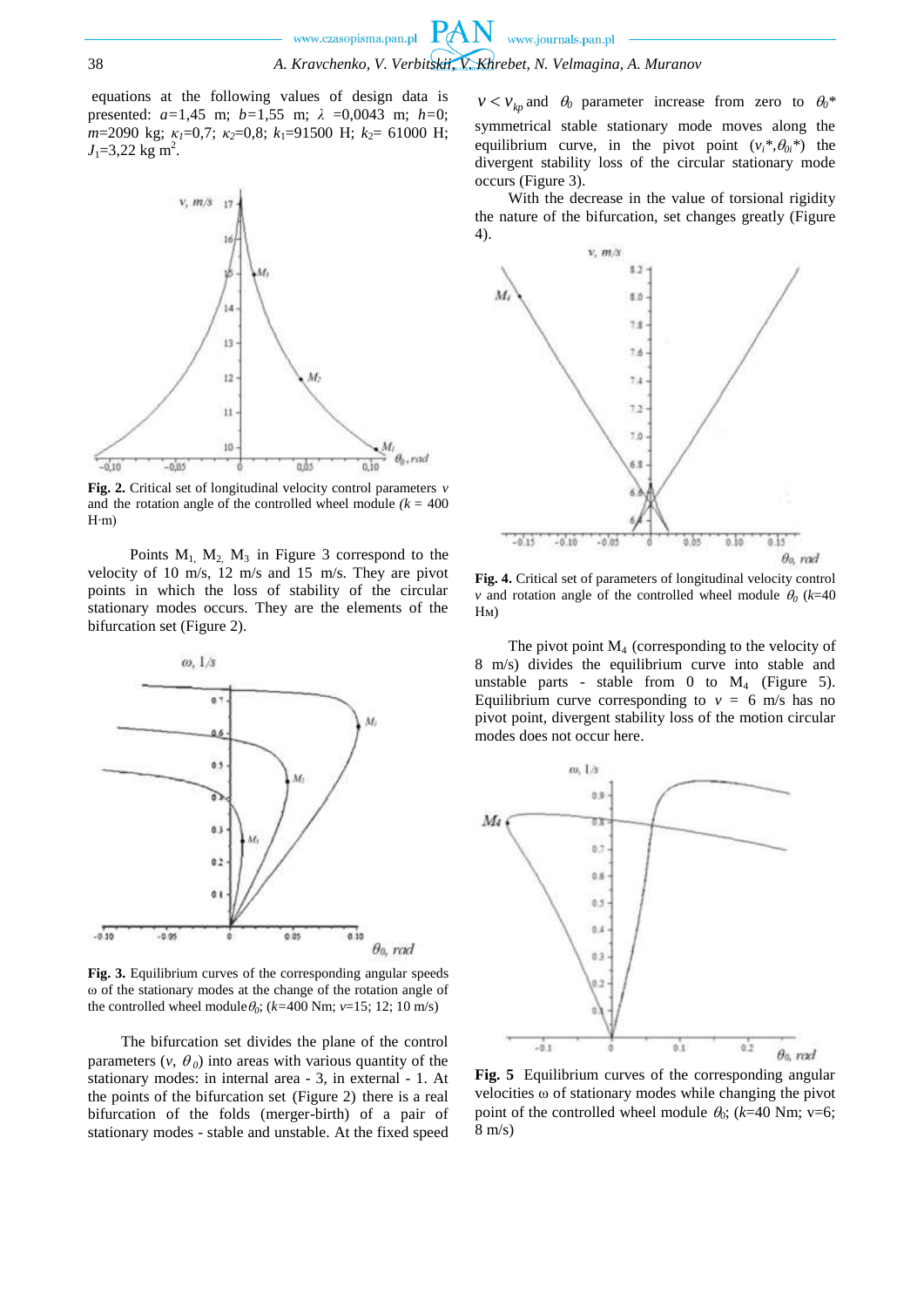equations at the following values of design data is presented: $a$=1,45 m; $b$=1,55 m; $\lambda$ =0,0043 m; $h$=0; $m$=2090 kg; $\kappa_1$=0,7; $\kappa_2$=0,8; $k_1$=91500 H; $k_2$= 61000 H; $J_1$=3,22 kg m$^2$.

**Fig. 2.** Critical set of longitudinal velocity control parameters $v$ and the rotation angle of the controlled wheel module ($k$ = 400 H·m)

Points $M_1$, $M_2$, $M_3$ in Figure 3 correspond to the velocity of 10 m/s, 12 m/s and 15 m/s. They are pivot points in which the loss of stability of the circular stationary modes occurs. They are the elements of the bifurcation set (Figure 2).

**Fig. 3.** Equilibrium curves of the corresponding angular speeds ω of the stationary modes at the change of the rotation angle of the controlled wheel module $\theta_0$; ($k$=400 Nm; $v$=15; 12; 10 m/s)

The bifurcation set divides the plane of the control parameters ($v$, $\theta_0$) into areas with various quantity of the stationary modes: in internal area - 3, in external - 1. At the points of the bifurcation set (Figure 2) there is a real bifurcation of the folds (merger-birth) of a pair of stationary modes - stable and unstable. At the fixed speed $v < v_{kp}$ and $\theta_0$ parameter increase from zero to $\theta_0$* symmetrical stable stationary mode moves along the equilibrium curve, in the pivot point ($v_i$*,$\theta_{0i}$*) the divergent stability loss of the circular stationary mode occurs (Figure 3).

With the decrease in the value of torsional rigidity the nature of the bifurcation, set changes greatly (Figure 4).

**Fig. 4.** Critical set of parameters of longitudinal velocity control $v$ and rotation angle of the controlled wheel module $\theta_0$ ($k$=40 Hм)

The pivot point $M_4$ (corresponding to the velocity of 8 m/s) divides the equilibrium curve into stable and unstable parts - stable from 0 to $M_4$ (Figure 5). Equilibrium curve corresponding to $v$ = 6 m/s has no pivot point, divergent stability loss of the motion circular modes does not occur here.

**Fig. 5** Equilibrium curves of the corresponding angular velocities ω of stationary modes while changing the pivot point of the controlled wheel module $\theta_0$; ($k$=40 Nm; v=6; 8 m/s)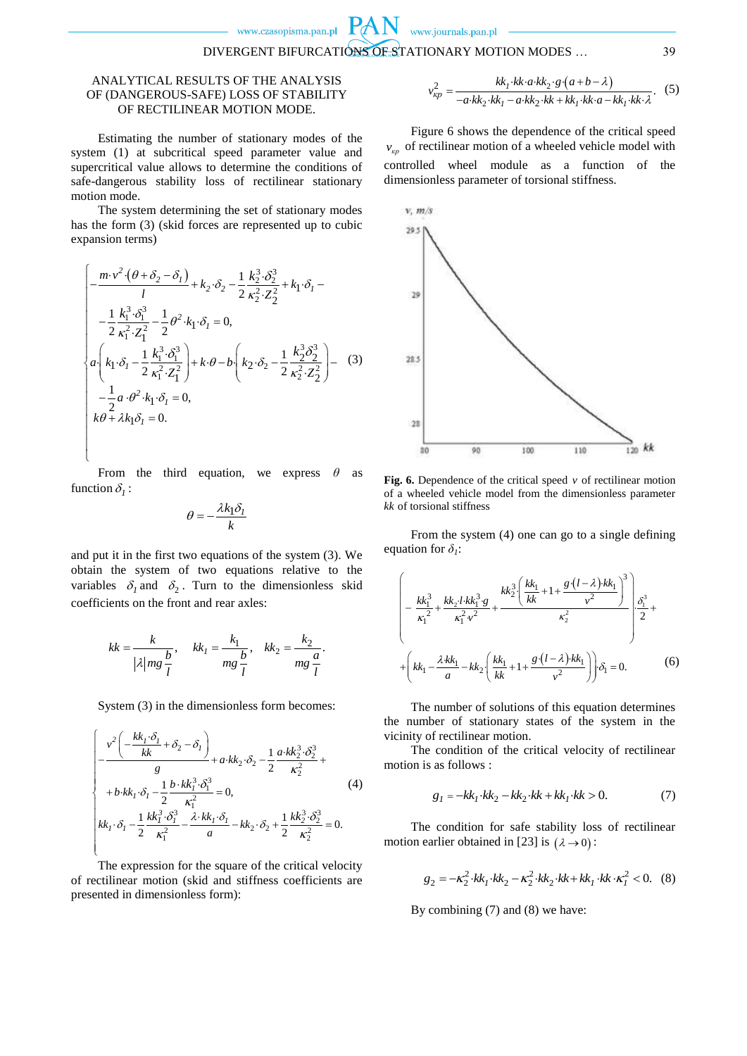ANALYTICAL RESULTS OF THE ANALYSIS OF (DANGEROUS-SAFE) LOSS OF STABILITY OF RECTILINEAR MOTION MODE.

Estimating the number of stationary modes of the system (1) at subcritical speed parameter value and supercritical value allows to determine the conditions of safe-dangerous stability loss of rectilinear stationary motion mode.

The system determining the set of stationary modes has the form (3) (skid forces are represented up to cubic expansion terms)

$$
\begin{cases}
-\dfrac{m\cdot v^2\cdot(\theta+\delta_2-\delta_1)}{l}+k_2\cdot\delta_2-\dfrac{1}{2}\dfrac{k_2^3\cdot\delta_2^3}{\kappa_2^2\cdot Z_2^2}+k_1\cdot\delta_1- \\
-\dfrac{1}{2}\dfrac{k_1^3\cdot\delta_1^3}{\kappa_1^2\cdot Z_1^2}-\dfrac{1}{2}\theta^2\cdot k_1\cdot\delta_1=0, \\
a\left(k_1\cdot\delta_1-\dfrac{1}{2}\dfrac{k_1^3\cdot\delta_1^3}{\kappa_1^2\cdot Z_1^2}\right)+k\cdot\theta-b\cdot\left(k_2\cdot\delta_2-\dfrac{1}{2}\dfrac{k_2^3\delta_2^3}{\kappa_2^2\cdot Z_2^2}\right)- \\
-\dfrac{1}{2}a\cdot\theta^2\cdot k_1\cdot\delta_1=0, \\
k\theta+\lambda k_1\delta_1=0.
\end{cases}
\tag{3}
$$

From the third equation, we express $\theta$ as function $\delta_1$:

$$
\theta=-\frac{\lambda k_1\delta_1}{k}
$$

and put it in the first two equations of the system (3). We obtain the system of two equations relative to the variables $\delta_1$ and $\delta_2$. Turn to the dimensionless skid coefficients on the front and rear axles:

$$
kk=\frac{k}{|\lambda|mg\dfrac{b}{l}},\quad kk_1=\frac{k_1}{mg\dfrac{b}{l}},\quad kk_2=\frac{k_2}{mg\dfrac{a}{l}}.
$$

System (3) in the dimensionless form becomes:

$$
\begin{cases}
-\dfrac{v^2\left(-\dfrac{kk_1\cdot\delta_1}{kk}+\delta_2-\delta_1\right)}{g}+a\cdot kk_2\cdot\delta_2-\dfrac{1}{2}\dfrac{a\cdot kk_2^3\cdot\delta_2^3}{\kappa_2^2}+ \\
+b\cdot kk_1\cdot\delta_1-\dfrac{1}{2}\dfrac{b\cdot kk_1^3\cdot\delta_1^3}{\kappa_1^2}=0, \\
kk_1\cdot\delta_1-\dfrac{1}{2}\dfrac{kk_1^3\cdot\delta_1^3}{\kappa_1^2}-\dfrac{\lambda\cdot kk_1\cdot\delta_1}{a}-kk_2\cdot\delta_2+\dfrac{1}{2}\dfrac{kk_2^3\cdot\delta_2^3}{\kappa_2^2}=0.
\end{cases}
\tag{4}
$$

The expression for the square of the critical velocity of rectilinear motion (skid and stiffness coefficients are presented in dimensionless form):

$$
v_{\kappa p}^2=\frac{kk_1\cdot kk\cdot a\cdot kk_2\cdot g\cdot(a+b-\lambda)}{-a\cdot kk_2\cdot kk_1-a\cdot kk_2\cdot kk+kk_1\cdot kk\cdot a-kk_1\cdot kk\cdot\lambda}. \tag{5}
$$

Figure 6 shows the dependence of the critical speed $v_{\kappa p}$ of rectilinear motion of a wheeled vehicle model with controlled wheel module as a function of the dimensionless parameter of torsional stiffness.

**Fig. 6.** Dependence of the critical speed $v$ of rectilinear motion of a wheeled vehicle model from the dimensionless parameter $kk$ of torsional stiffness

From the system (4) one can go to a single defining equation for $\delta_1$:

$$
\left(-\frac{kk_1^3}{\kappa_1^2}+\frac{kk_2\cdot l\cdot kk_1^3\cdot g}{\kappa_1^2\cdot v^2}+\frac{kk_2^3\left(\dfrac{kk_1}{kk}+1+\dfrac{g\cdot(l-\lambda)\cdot kk_1}{v^2}\right)^3}{\kappa_2^2}\right)\cdot\frac{\delta_1^3}{2}+
$$

$$
+\left(kk_1-\frac{\lambda\cdot kk_1}{a}-kk_2\cdot\left(\frac{kk_1}{kk}+1+\frac{g\cdot(l-\lambda)\cdot kk_1}{v^2}\right)\right)\cdot\delta_1=0. \tag{6}
$$

The number of solutions of this equation determines the number of stationary states of the system in the vicinity of rectilinear motion.

The condition of the critical velocity of rectilinear motion is as follows :

$$
g_1=-kk_1\cdot kk_2-kk_2\cdot kk+kk_1\cdot kk>0. \tag{7}
$$

The condition for safe stability loss of rectilinear motion earlier obtained in [23] is $(\lambda\to 0)$:

$$
g_2=-\kappa_2^2\cdot kk_1\cdot kk_2-\kappa_2^2\cdot kk_2\cdot kk+kk_1\cdot kk\cdot\kappa_1^2<0. \tag{8}
$$

By combining (7) and (8) we have: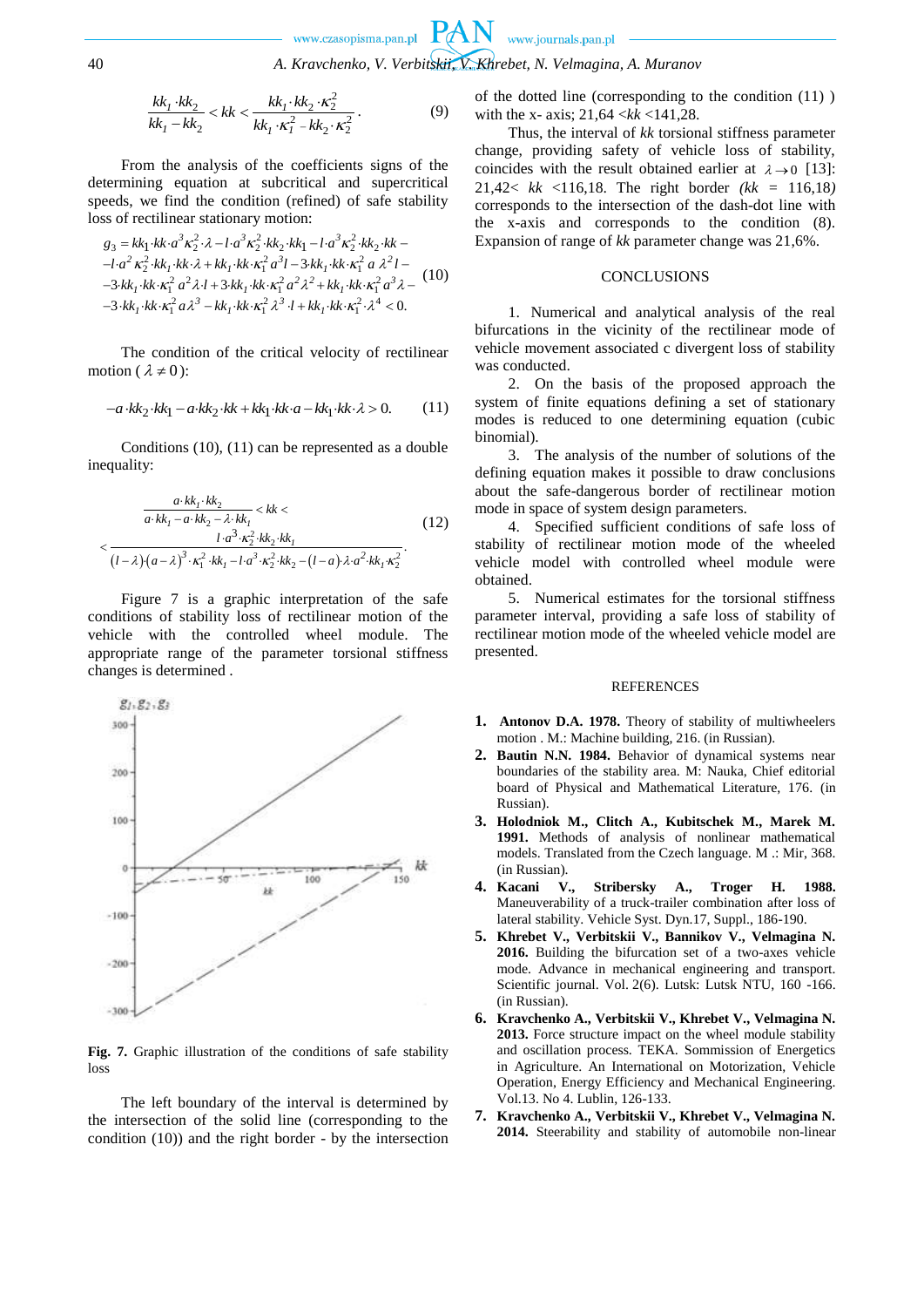$$\frac{kk_1 \cdot kk_2}{kk_1 - kk_2} < kk < \frac{kk_1 \cdot kk_2 \cdot \kappa_2^2}{kk_1 \cdot \kappa_1^2 - kk_2 \cdot \kappa_2^2}. \tag{9}$$

From the analysis of the coefficients signs of the determining equation at subcritical and supercritical speeds, we find the condition (refined) of safe stability loss of rectilinear stationary motion:

$$\begin{aligned} g_3 &= kk_1 \cdot kk \cdot a^3 \kappa_2^2 \cdot \lambda - l \cdot a^3 \kappa_2^2 \cdot kk_2 \cdot kk_1 - l \cdot a^3 \kappa_2^2 \cdot kk_2 \cdot kk - \\ &- l \cdot a^2 \kappa_2^2 \cdot kk_1 \cdot kk \cdot \lambda + kk_1 \cdot kk \cdot \kappa_1^2 a^3 l - 3 \cdot kk_1 \cdot kk \cdot \kappa_1^2 a \lambda^2 l - \\ &- 3 \cdot kk_1 \cdot kk \cdot \kappa_1^2 a^2 \lambda \cdot l + 3 \cdot kk_1 \cdot kk \cdot \kappa_1^2 a^2 \lambda^2 + kk_1 \cdot kk \cdot \kappa_1^2 a^3 \lambda - \\ &- 3 \cdot kk_1 \cdot kk \cdot \kappa_1^2 a \lambda^3 - kk_1 \cdot kk \cdot \kappa_1^2 \lambda^3 \cdot l + kk_1 \cdot kk \cdot \kappa_1^2 \cdot \lambda^4 < 0. \end{aligned} \tag{10}$$

The condition of the critical velocity of rectilinear motion ( $\lambda \neq 0$ ):

$$-a \cdot kk_2 \cdot kk_1 - a \cdot kk_2 \cdot kk + kk_1 \cdot kk \cdot a - kk_1 \cdot kk \cdot \lambda > 0. \tag{11}$$

Conditions (10), (11) can be represented as a double inequality:

$$\begin{aligned} &\frac{a \cdot kk_1 \cdot kk_2}{a \cdot kk_1 - a \cdot kk_2 - \lambda \cdot kk_1} < kk < \\ &< \frac{l \cdot a^3 \cdot \kappa_2^2 \cdot kk_2 \cdot kk_1}{(l-\lambda) \cdot (a-\lambda)^3 \cdot \kappa_1^2 \cdot kk_1 - l \cdot a^3 \cdot \kappa_2^2 \cdot kk_2 - (l-a) \cdot \lambda \cdot a^2 \cdot kk_1 \cdot \kappa_2^2}. \end{aligned} \tag{12}$$

Figure 7 is a graphic interpretation of the safe conditions of stability loss of rectilinear motion of the vehicle with the controlled wheel module. The appropriate range of the parameter torsional stiffness changes is determined .

**Fig. 7.** Graphic illustration of the conditions of safe stability loss

The left boundary of the interval is determined by the intersection of the solid line (corresponding to the condition (10)) and the right border - by the intersection of the dotted line (corresponding to the condition (11) ) with the x- axis; 21,64 <$kk$ <141,28.

Thus, the interval of $kk$ torsional stiffness parameter change, providing safety of vehicle loss of stability, coincides with the result obtained earlier at $\lambda \to 0$ [13]: 21,42< $kk$ <116,18. The right border *($kk$ = 116,18)* corresponds to the intersection of the dash-dot line with the x-axis and corresponds to the condition (8). Expansion of range of $kk$ parameter change was 21,6%.

## CONCLUSIONS

1. Numerical and analytical analysis of the real bifurcations in the vicinity of the rectilinear mode of vehicle movement associated c divergent loss of stability was conducted.

2. On the basis of the proposed approach the system of finite equations defining a set of stationary modes is reduced to one determining equation (cubic binomial).

3. The analysis of the number of solutions of the defining equation makes it possible to draw conclusions about the safe-dangerous border of rectilinear motion mode in space of system design parameters.

4. Specified sufficient conditions of safe loss of stability of rectilinear motion mode of the wheeled vehicle model with controlled wheel module were obtained.

5. Numerical estimates for the torsional stiffness parameter interval, providing a safe loss of stability of rectilinear motion mode of the wheeled vehicle model are presented.

## REFERENCES

1. **Antonov D.A. 1978.** Theory of stability of multiwheelers motion . M.: Machine building, 216. (in Russian).
2. **Bautin N.N. 1984.** Behavior of dynamical systems near boundaries of the stability area. M: Nauka, Chief editorial board of Physical and Mathematical Literature, 176. (in Russian).
3. **Holodniok M., Clitch A., Kubitschek M., Marek M. 1991.** Methods of analysis of nonlinear mathematical models. Translated from the Czech language. M .: Mir, 368. (in Russian).
4. **Kacani V., Stribersky A., Troger H. 1988.** Maneuverability of a truck-trailer combination after loss of lateral stability. Vehicle Syst. Dyn.17, Suppl., 186-190.
5. **Khrebet V., Verbitskii V., Bannikov V., Velmagina N. 2016.** Building the bifurcation set of a two-axes vehicle mode. Advance in mechanical engineering and transport. Scientific journal. Vol. 2(6). Lutsk: Lutsk NTU, 160 -166. (in Russian).
6. **Kravchenko A., Verbitskii V., Khrebet V., Velmagina N. 2013.** Force structure impact on the wheel module stability and oscillation process. TEKA. Sommission of Energetics in Agriculture. An International on Motorization, Vehicle Operation, Energy Efficiency and Mechanical Engineering. Vol.13. No 4. Lublin, 126-133.
7. **Kravchenko A., Verbitskii V., Khrebet V., Velmagina N. 2014.** Steerability and stability of automobile non-linear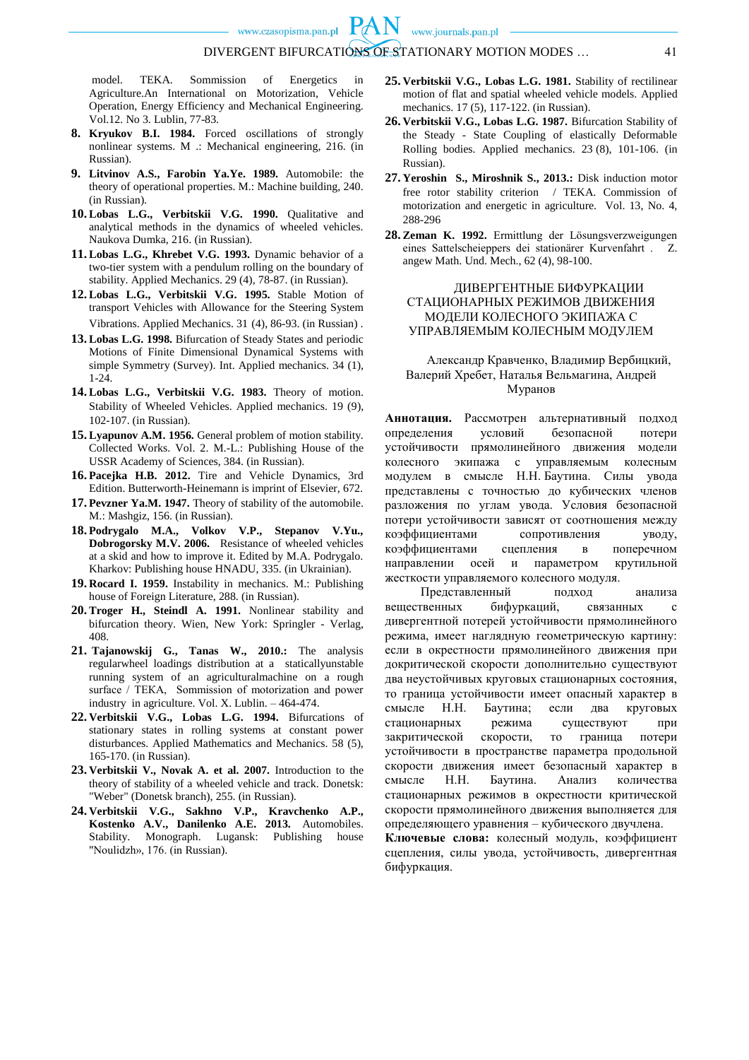model. TEKA. Sommission of Energetics in Agriculture.An International on Motorization, Vehicle Operation, Energy Efficiency and Mechanical Engineering. Vol.12. No 3. Lublin, 77-83.

8. **Kryukov B.I. 1984.** Forced oscillations of strongly nonlinear systems. M .: Mechanical engineering, 216. (in Russian).
9. **Litvinov A.S., Farobin Ya.Ye. 1989.** Automobile: the theory of operational properties. M.: Machine building, 240. (in Russian).
10. **Lobas L.G., Verbitskii V.G. 1990.** Qualitative and analytical methods in the dynamics of wheeled vehicles. Naukova Dumka, 216. (in Russian).
11. **Lobas L.G., Khrebet V.G. 1993.** Dynamic behavior of a two-tier system with a pendulum rolling on the boundary of stability. Applied Mechanics. 29 (4), 78-87. (in Russian).
12. **Lobas L.G., Verbitskii V.G. 1995.** Stable Motion of transport Vehicles with Allowance for the Steering System Vibrations. Applied Mechanics. 31 (4), 86-93. (in Russian) .
13. **Lobas L.G. 1998.** Bifurcation of Steady States and periodic Motions of Finite Dimensional Dynamical Systems with simple Symmetry (Survey). Int. Applied mechanics. 34 (1), 1-24.
14. **Lobas L.G., Verbitskii V.G. 1983.** Theory of motion. Stability of Wheeled Vehicles. Applied mechanics. 19 (9), 102-107. (in Russian).
15. **Lyapunov A.M. 1956.** General problem of motion stability. Collected Works. Vol. 2. M.-L.: Publishing House of the USSR Academy of Sciences, 384. (in Russian).
16. **Pacejka H.B. 2012.** Tire and Vehicle Dynamics, 3rd Edition. Butterworth-Heinemann is imprint of Elsevier, 672.
17. **Pevzner Ya.M. 1947.** Theory of stability of the automobile. M.: Mashgiz, 156. (in Russian).
18. **Podrygalo M.A., Volkov V.P., Stepanov V.Yu., Dobrogorsky M.V. 2006.** Resistance of wheeled vehicles at a skid and how to improve it. Edited by M.A. Podrygalo. Kharkov: Publishing house HNADU, 335. (in Ukrainian).
19. **Rocard I. 1959.** Instability in mechanics. M.: Publishing house of Foreign Literature, 288. (in Russian).
20. **Troger H., Steindl A. 1991.** Nonlinear stability and bifurcation theory. Wien, New York: Springer - Verlag, 408.
21. **Tajanowskij G., Tanas W., 2010.:** The analysis regularwheel loadings distribution at a staticallyunstable running system of an agriculturalmachine on a rough surface / TEKA, Sommission of motorization and power industry in agriculture. Vol. X. Lublin. – 464-474.
22. **Verbitskii V.G., Lobas L.G. 1994.** Bifurcations of stationary states in rolling systems at constant power disturbances. Applied Mathematics and Mechanics. 58 (5), 165-170. (in Russian).
23. **Verbitskii V., Novak A. et al. 2007.** Introduction to the theory of stability of a wheeled vehicle and track. Donetsk: "Weber" (Donetsk branch), 255. (in Russian).
24. **Verbitskii V.G., Sakhno V.P., Kravchenko A.P., Kostenko A.V., Danilenko A.E. 2013.** Automobiles. Stability. Monograph. Lugansk: Publishing house "Noulidzh», 176. (in Russian).
25. **Verbitskii V.G., Lobas L.G. 1981.** Stability of rectilinear motion of flat and spatial wheeled vehicle models. Applied mechanics. 17 (5), 117-122. (in Russian).
26. **Verbitskii V.G., Lobas L.G. 1987.** Bifurcation Stability of the Steady - State Coupling of elastically Deformable Rolling bodies. Applied mechanics. 23 (8), 101-106. (in Russian).
27. **Yeroshin S., Miroshnik S., 2013.:** Disk induction motor free rotor stability criterion / TEKA. Commission of motorization and energetic in agriculture. Vol. 13, No. 4, 288-296
28. **Zeman K. 1992.** Ermittlung der Lösungsverzweigungen eines Sattelscheieppers dei stationärer Kurvenfahrt . Z. angew Math. Und. Mech., 62 (4), 98-100.

## ДИВЕРГЕНТНЫЕ БИФУРКАЦИИ СТАЦИОНАРНЫХ РЕЖИМОВ ДВИЖЕНИЯ МОДЕЛИ КОЛЕСНОГО ЭКИПАЖА С УПРАВЛЯЕМЫМ КОЛЕСНЫМ МОДУЛЕМ

Александр Кравченко, Владимир Вербицкий, Валерий Хребет, Наталья Вельмагина, Андрей Муранов

**Аннотация.** Рассмотрен альтернативный подход определения условий безопасной потери устойчивости прямолинейного движения модели колесного экипажа с управляемым колесным модулем в смысле Н.Н. Баутина. Силы увода представлены с точностью до кубических членов разложения по углам увода. Условия безопасной потери устойчивости зависят от соотношения между коэффициентами сопротивления уводу, коэффициентами сцепления в поперечном направлении осей и параметром крутильной жесткости управляемого колесного модуля.

Представленный подход анализа вещественных бифуркаций, связанных с дивергентной потерей устойчивости прямолинейного режима, имеет наглядную геометрическую картину: если в окрестности прямолинейного движения при докритической скорости дополнительно существуют два неустойчивых круговых стационарных состояния, то граница устойчивости имеет опасный характер в смысле Н.Н. Баутина; если два круговых стационарных режима существуют при закритической скорости, то граница потери устойчивости в пространстве параметра продольной скорости движения имеет безопасный характер в смысле Н.Н. Баутина. Анализ количества стационарных режимов в окрестности критической скорости прямолинейного движения выполняется для определяющего уравнения – кубического двучлена.

**Ключевые слова:** колесный модуль, коэффициент сцепления, силы увода, устойчивость, дивергентная бифуркация.